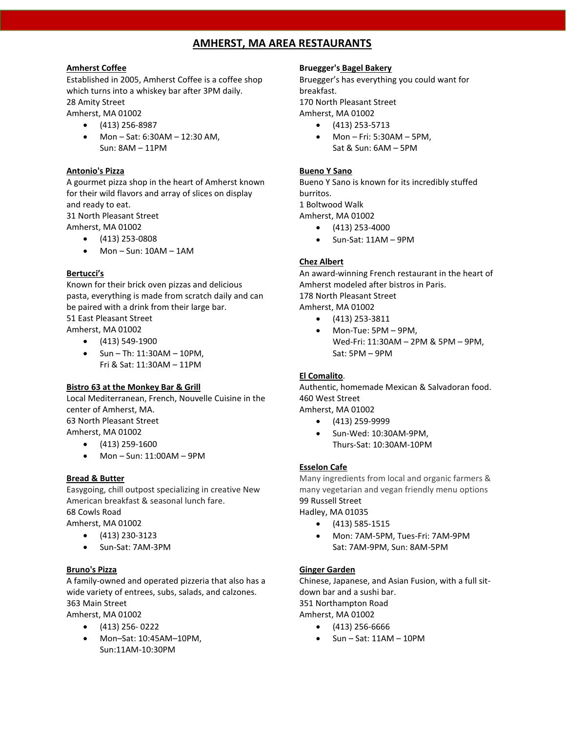# AMHERST, MA AREA RESTAURANTS

### Amherst Coffee

Established in 2005, Amherst Coffee is a coffee shop which turns into a whiskey bar after 3PM daily.
28 Amity Street
Amherst, MA 01002

- (413) 256-8987
- Mon – Sat: 6:30AM – 12:30 AM,
  Sun: 8AM – 11PM

### Antonio's Pizza

A gourmet pizza shop in the heart of Amherst known for their wild flavors and array of slices on display and ready to eat.
31 North Pleasant Street
Amherst, MA 01002

- (413) 253-0808
- Mon – Sun: 10AM – 1AM

### Bertucci's

Known for their brick oven pizzas and delicious pasta, everything is made from scratch daily and can be paired with a drink from their large bar.
51 East Pleasant Street
Amherst, MA 01002

- (413) 549-1900
- Sun – Th: 11:30AM – 10PM,
  Fri & Sat: 11:30AM – 11PM

### Bistro 63 at the Monkey Bar & Grill

Local Mediterranean, French, Nouvelle Cuisine in the center of Amherst, MA.
63 North Pleasant Street
Amherst, MA 01002

- (413) 259-1600
- Mon – Sun: 11:00AM – 9PM

### Bread & Butter

Easygoing, chill outpost specializing in creative New American breakfast & seasonal lunch fare.
68 Cowls Road
Amherst, MA 01002

- (413) 230-3123
- Sun-Sat: 7AM-3PM

### Bruno's Pizza

A family-owned and operated pizzeria that also has a wide variety of entrees, subs, salads, and calzones.
363 Main Street
Amherst, MA 01002

- (413) 256- 0222
- Mon–Sat: 10:45AM–10PM,
  Sun:11AM-10:30PM

### Bruegger's Bagel Bakery

Bruegger's has everything you could want for breakfast.
170 North Pleasant Street
Amherst, MA 01002

- (413) 253-5713
- Mon – Fri: 5:30AM – 5PM,
  Sat & Sun: 6AM – 5PM

### Bueno Y Sano

Bueno Y Sano is known for its incredibly stuffed burritos.
1 Boltwood Walk
Amherst, MA 01002

- (413) 253-4000
- Sun-Sat: 11AM – 9PM

### Chez Albert

An award-winning French restaurant in the heart of Amherst modeled after bistros in Paris.
178 North Pleasant Street
Amherst, MA 01002

- (413) 253-3811
- Mon-Tue: 5PM – 9PM,
  Wed-Fri: 11:30AM – 2PM & 5PM – 9PM,
  Sat: 5PM – 9PM

### El Comalito.

Authentic, homemade Mexican & Salvadoran food.
460 West Street
Amherst, MA 01002

- (413) 259-9999
- Sun-Wed: 10:30AM-9PM,
  Thurs-Sat: 10:30AM-10PM

### Esselon Cafe

Many ingredients from local and organic farmers & many vegetarian and vegan friendly menu options
99 Russell Street
Hadley, MA 01035

- (413) 585-1515
- Mon: 7AM-5PM, Tues-Fri: 7AM-9PM
  Sat: 7AM-9PM, Sun: 8AM-5PM

### Ginger Garden

Chinese, Japanese, and Asian Fusion, with a full sit-down bar and a sushi bar.
351 Northampton Road
Amherst, MA 01002

- (413) 256-6666
- Sun – Sat: 11AM – 10PM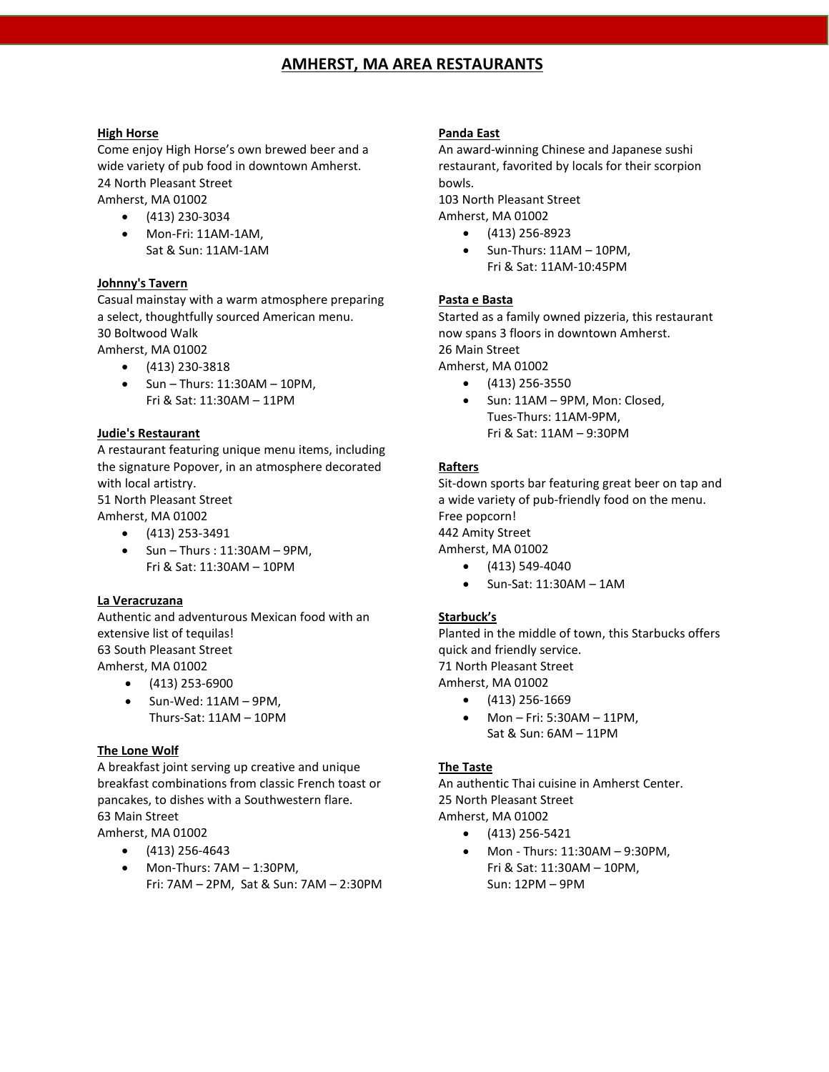# AMHERST, MA AREA RESTAURANTS

**High Horse**
Come enjoy High Horse's own brewed beer and a wide variety of pub food in downtown Amherst.
24 North Pleasant Street
Amherst, MA 01002

- (413) 230-3034
- Mon-Fri: 11AM-1AM,
  Sat & Sun: 11AM-1AM

**Johnny's Tavern**
Casual mainstay with a warm atmosphere preparing a select, thoughtfully sourced American menu.
30 Boltwood Walk
Amherst, MA 01002

- (413) 230-3818
- Sun – Thurs: 11:30AM – 10PM,
  Fri & Sat: 11:30AM – 11PM

**Judie's Restaurant**
A restaurant featuring unique menu items, including the signature Popover, in an atmosphere decorated with local artistry.
51 North Pleasant Street
Amherst, MA 01002

- (413) 253-3491
- Sun – Thurs : 11:30AM – 9PM,
  Fri & Sat: 11:30AM – 10PM

**La Veracruzana**
Authentic and adventurous Mexican food with an extensive list of tequilas!
63 South Pleasant Street
Amherst, MA 01002

- (413) 253-6900
- Sun-Wed: 11AM – 9PM,
  Thurs-Sat: 11AM – 10PM

**The Lone Wolf**
A breakfast joint serving up creative and unique breakfast combinations from classic French toast or pancakes, to dishes with a Southwestern flare.
63 Main Street
Amherst, MA 01002

- (413) 256-4643
- Mon-Thurs: 7AM – 1:30PM,
  Fri: 7AM – 2PM, Sat & Sun: 7AM – 2:30PM

**Panda East**
An award-winning Chinese and Japanese sushi restaurant, favorited by locals for their scorpion bowls.
103 North Pleasant Street
Amherst, MA 01002

- (413) 256-8923
- Sun-Thurs: 11AM – 10PM,
  Fri & Sat: 11AM-10:45PM

**Pasta e Basta**
Started as a family owned pizzeria, this restaurant now spans 3 floors in downtown Amherst.
26 Main Street
Amherst, MA 01002

- (413) 256-3550
- Sun: 11AM – 9PM, Mon: Closed,
  Tues-Thurs: 11AM-9PM,
  Fri & Sat: 11AM – 9:30PM

**Rafters**
Sit-down sports bar featuring great beer on tap and a wide variety of pub-friendly food on the menu. Free popcorn!
442 Amity Street
Amherst, MA 01002

- (413) 549-4040
- Sun-Sat: 11:30AM – 1AM

**Starbuck's**
Planted in the middle of town, this Starbucks offers quick and friendly service.
71 North Pleasant Street
Amherst, MA 01002

- (413) 256-1669
- Mon – Fri: 5:30AM – 11PM,
  Sat & Sun: 6AM – 11PM

**The Taste**
An authentic Thai cuisine in Amherst Center.
25 North Pleasant Street
Amherst, MA 01002

- (413) 256-5421
- Mon - Thurs: 11:30AM – 9:30PM,
  Fri & Sat: 11:30AM – 10PM,
  Sun: 12PM – 9PM